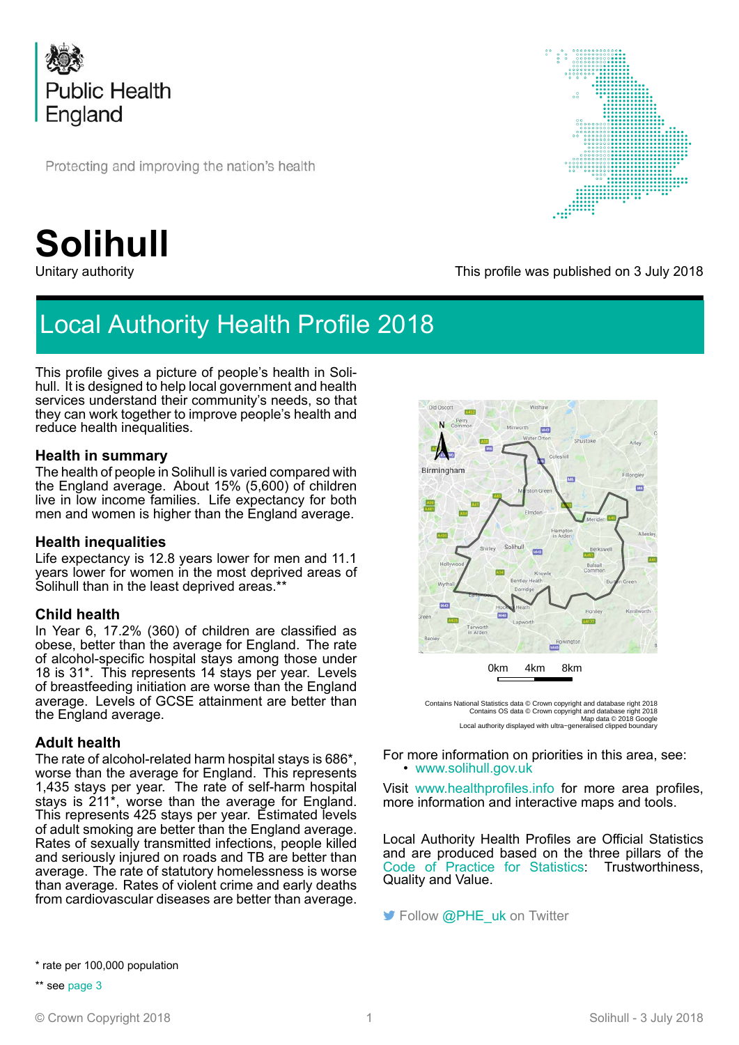Public Health England

Protecting and improving the nation's health

# Solihull

Unitary authority

This profile was published on 3 July 2018

## Local Authority Health Profile 2018

This profile gives a picture of people's health in Solihull. It is designed to help local government and health services understand their community's needs, so that they can work together to improve people's health and reduce health inequalities.

### Health in summary

The health of people in Solihull is varied compared with the England average. About 15% (5,600) of children live in low income families. Life expectancy for both men and women is higher than the England average.

### Health inequalities

Life expectancy is 12.8 years lower for men and 11.1 years lower for women in the most deprived areas of Solihull than in the least deprived areas.**

### Child health

In Year 6, 17.2% (360) of children are classified as obese, better than the average for England. The rate of alcohol-specific hospital stays among those under 18 is 31*. This represents 14 stays per year. Levels of breastfeeding initiation are worse than the England average. Levels of GCSE attainment are better than the England average.

### Adult health

The rate of alcohol-related harm hospital stays is 686*, worse than the average for England. This represents 1,435 stays per year. The rate of self-harm hospital stays is 211*, worse than the average for England. This represents 425 stays per year. Estimated levels of adult smoking are better than the England average. Rates of sexually transmitted infections, people killed and seriously injured on roads and TB are better than average. The rate of statutory homelessness is worse than average. Rates of violent crime and early deaths from cardiovascular diseases are better than average.

0km 4km 8km

Contains National Statistics data © Crown copyright and database right 2018
Contains OS data © Crown copyright and database right 2018
Map data © 2018 Google
Local authority displayed with ultra−generalised clipped boundary

For more information on priorities in this area, see:

- www.solihull.gov.uk

Visit www.healthprofiles.info for more area profiles, more information and interactive maps and tools.

Local Authority Health Profiles are Official Statistics and are produced based on the three pillars of the Code of Practice for Statistics: Trustworthiness, Quality and Value.

Follow @PHE_uk on Twitter

\* rate per 100,000 population

\*\* see page 3

© Crown Copyright 2018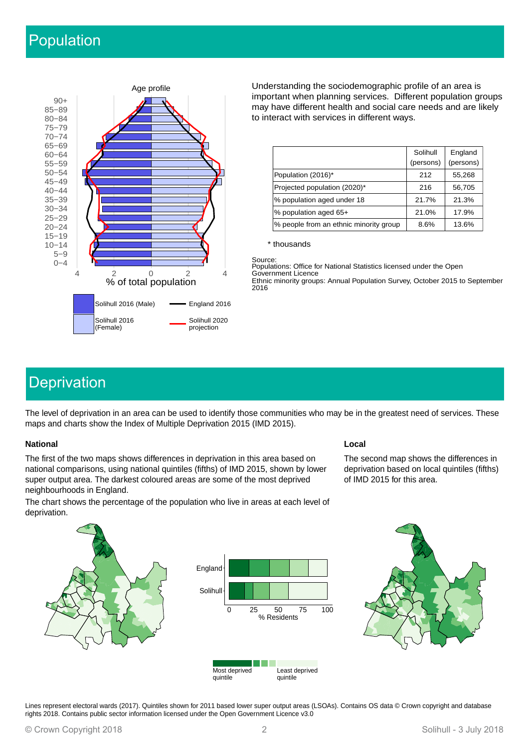# Population

Age profile

| | |
|---|---|
| 90+ | |
| 85–89 | |
| 80–84 | |
| 75–79 | |
| 70–74 | |
| 65–69 | |
| 60–64 | |
| 55–59 | |
| 50–54 | |
| 45–49 | |
| 40–44 | |
| 35–39 | |
| 30–34 | |
| 25–29 | |
| 20–24 | |
| 15–19 | |
| 10–14 | |
| 5–9 | |
| 0–4 | |

4 2 0 2 4

% of total population

Solihull 2016 (Male) — England 2016

Solihull 2016 (Female) — Solihull 2020 projection

Understanding the sociodemographic profile of an area is important when planning services. Different population groups may have different health and social care needs and are likely to interact with services in different ways.

| | Solihull (persons) | England (persons) |
|---|---|---|
| Population (2016)* | 212 | 55,268 |
| Projected population (2020)* | 216 | 56,705 |
| % population aged under 18 | 21.7% | 21.3% |
| % population aged 65+ | 21.0% | 17.9% |
| % people from an ethnic minority group | 8.6% | 13.6% |

\* thousands

Source:
Populations: Office for National Statistics licensed under the Open Government Licence
Ethnic minority groups: Annual Population Survey, October 2015 to September 2016

# Deprivation

The level of deprivation in an area can be used to identify those communities who may be in the greatest need of services. These maps and charts show the Index of Multiple Deprivation 2015 (IMD 2015).

### National

The first of the two maps shows differences in deprivation in this area based on national comparisons, using national quintiles (fifths) of IMD 2015, shown by lower super output area. The darkest coloured areas are some of the most deprived neighbourhoods in England.

The chart shows the percentage of the population who live in areas at each level of deprivation.

### Local

The second map shows the differences in deprivation based on local quintiles (fifths) of IMD 2015 for this area.

England

Solihull

0 25 50 75 100

% Residents

Most deprived quintile — Least deprived quintile

Lines represent electoral wards (2017). Quintiles shown for 2011 based lower super output areas (LSOAs). Contains OS data © Crown copyright and database rights 2018. Contains public sector information licensed under the Open Government Licence v3.0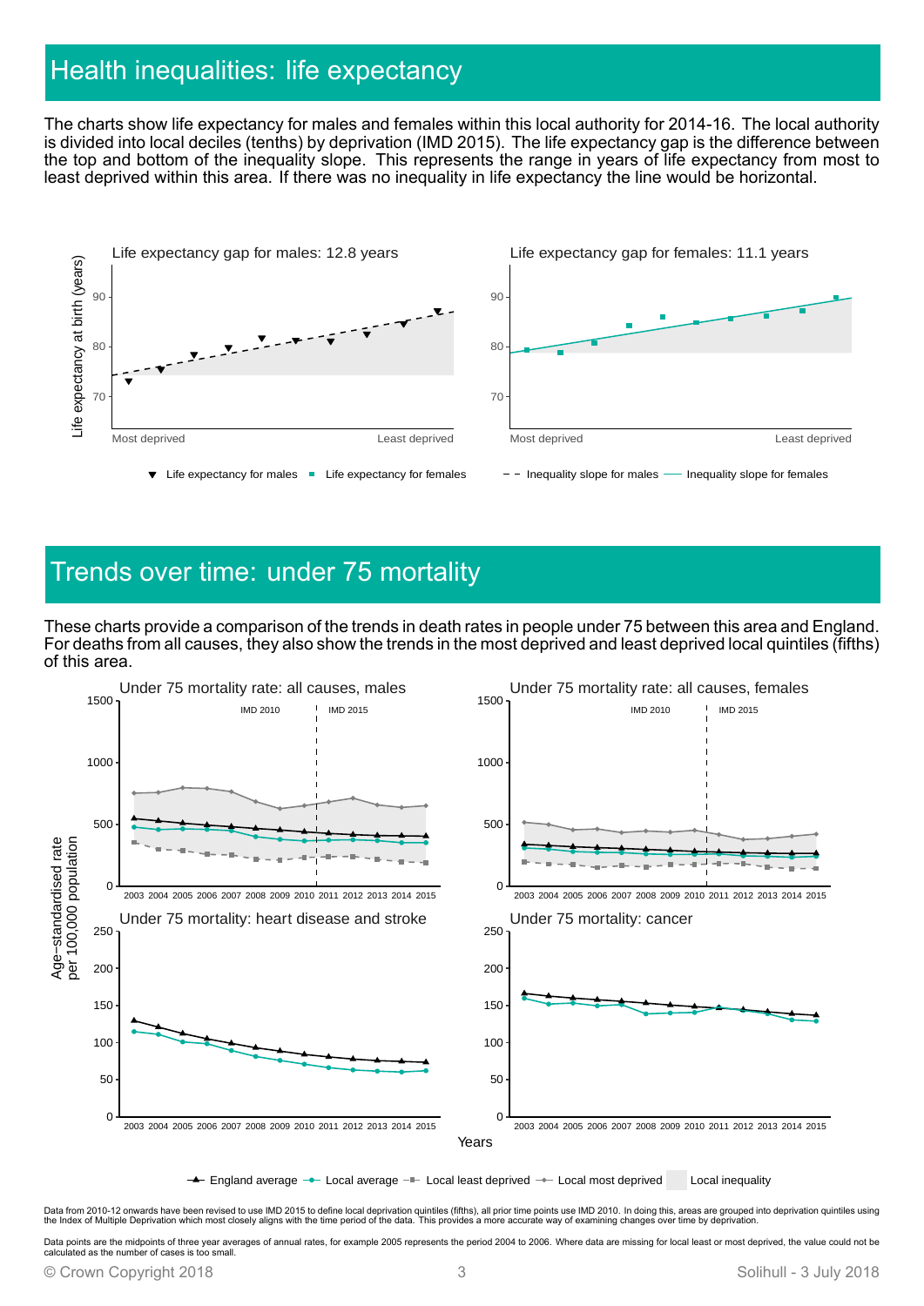## Health inequalities: life expectancy

The charts show life expectancy for males and females within this local authority for 2014-16. The local authority is divided into local deciles (tenths) by deprivation (IMD 2015). The life expectancy gap is the difference between the top and bottom of the inequality slope. This represents the range in years of life expectancy from most to least deprived within this area. If there was no inequality in life expectancy the line would be horizontal.

Life expectancy gap for males: 12.8 years

Life expectancy gap for females: 11.1 years

Life expectancy at birth (years)

Most deprived — Least deprived

▼ Life expectancy for males ■ Life expectancy for females – – Inequality slope for males — Inequality slope for females

## Trends over time: under 75 mortality

These charts provide a comparison of the trends in death rates in people under 75 between this area and England. For deaths from all causes, they also show the trends in the most deprived and least deprived local quintiles (fifths) of this area.

Under 75 mortality rate: all causes, males

Under 75 mortality rate: all causes, females

Under 75 mortality: heart disease and stroke

Under 75 mortality: cancer

Age−standardised rate per 100,000 population

Years

England average — Local average — Local least deprived — Local most deprived — Local inequality

Data from 2010-12 onwards have been revised to use IMD 2015 to define local deprivation quintiles (fifths), all prior time points use IMD 2010. In doing this, areas are grouped into deprivation quintiles using the Index of Multiple Deprivation which most closely aligns with the time period of the data. This provides a more accurate way of examining changes over time by deprivation.

Data points are the midpoints of three year averages of annual rates, for example 2005 represents the period 2004 to 2006. Where data are missing for local least or most deprived, the value could not be calculated as the number of cases is too small.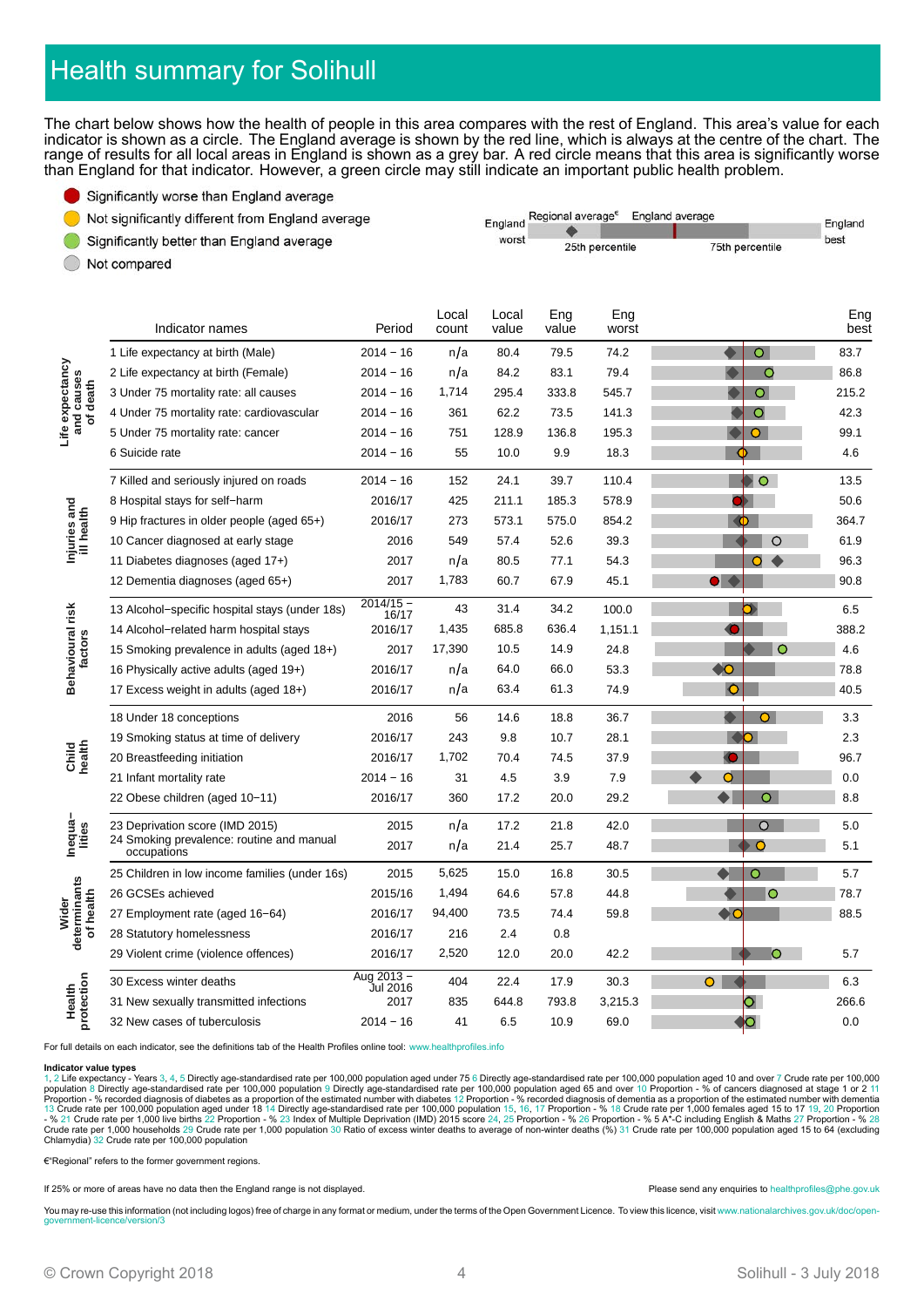# Health summary for Solihull

The chart below shows how the health of people in this area compares with the rest of England. This area's value for each indicator is shown as a circle. The England average is shown by the red line, which is always at the centre of the chart. The range of results for all local areas in England is shown as a grey bar. A red circle means that this area is significantly worse than England for that indicator. However, a green circle may still indicate an important public health problem.

- Significantly worse than England average
- Not significantly different from England average
- Significantly better than England average
- Not compared

England worst · Regional average€ · England average · 25th percentile · 75th percentile · England best

| Domain | Indicator names | Period | Local count | Local value | Eng value | Eng worst | Eng best |
|---|---|---|---|---|---|---|---|
| Life expectancy and causes of death | 1 Life expectancy at birth (Male) | 2014 – 16 | n/a | 80.4 | 79.5 | 74.2 | 83.7 |
| | 2 Life expectancy at birth (Female) | 2014 – 16 | n/a | 84.2 | 83.1 | 79.4 | 86.8 |
| | 3 Under 75 mortality rate: all causes | 2014 – 16 | 1,714 | 295.4 | 333.8 | 545.7 | 215.2 |
| | 4 Under 75 mortality rate: cardiovascular | 2014 – 16 | 361 | 62.2 | 73.5 | 141.3 | 42.3 |
| | 5 Under 75 mortality rate: cancer | 2014 – 16 | 751 | 128.9 | 136.8 | 195.3 | 99.1 |
| | 6 Suicide rate | 2014 – 16 | 55 | 10.0 | 9.9 | 18.3 | 4.6 |
| Injuries and ill health | 7 Killed and seriously injured on roads | 2014 – 16 | 152 | 24.1 | 39.7 | 110.4 | 13.5 |
| | 8 Hospital stays for self−harm | 2016/17 | 425 | 211.1 | 185.3 | 578.9 | 50.6 |
| | 9 Hip fractures in older people (aged 65+) | 2016/17 | 273 | 573.1 | 575.0 | 854.2 | 364.7 |
| | 10 Cancer diagnosed at early stage | 2016 | 549 | 57.4 | 52.6 | 39.3 | 61.9 |
| | 11 Diabetes diagnoses (aged 17+) | 2017 | n/a | 80.5 | 77.1 | 54.3 | 96.3 |
| | 12 Dementia diagnoses (aged 65+) | 2017 | 1,783 | 60.7 | 67.9 | 45.1 | 90.8 |
| Behavioural risk factors | 13 Alcohol−specific hospital stays (under 18s) | 2014/15 – 16/17 | 43 | 31.4 | 34.2 | 100.0 | 6.5 |
| | 14 Alcohol−related harm hospital stays | 2016/17 | 1,435 | 685.8 | 636.4 | 1,151.1 | 388.2 |
| | 15 Smoking prevalence in adults (aged 18+) | 2017 | 17,390 | 10.5 | 14.9 | 24.8 | 4.6 |
| | 16 Physically active adults (aged 19+) | 2016/17 | n/a | 64.0 | 66.0 | 53.3 | 78.8 |
| | 17 Excess weight in adults (aged 18+) | 2016/17 | n/a | 63.4 | 61.3 | 74.9 | 40.5 |
| Child health | 18 Under 18 conceptions | 2016 | 56 | 14.6 | 18.8 | 36.7 | 3.3 |
| | 19 Smoking status at time of delivery | 2016/17 | 243 | 9.8 | 10.7 | 28.1 | 2.3 |
| | 20 Breastfeeding initiation | 2016/17 | 1,702 | 70.4 | 74.5 | 37.9 | 96.7 |
| | 21 Infant mortality rate | 2014 – 16 | 31 | 4.5 | 3.9 | 7.9 | 0.0 |
| | 22 Obese children (aged 10–11) | 2016/17 | 360 | 17.2 | 20.0 | 29.2 | 8.8 |
| Inequalities | 23 Deprivation score (IMD 2015) | 2015 | n/a | 17.2 | 21.8 | 42.0 | 5.0 |
| | 24 Smoking prevalence: routine and manual occupations | 2017 | n/a | 21.4 | 25.7 | 48.7 | 5.1 |
| Wider determinants of health | 25 Children in low income families (under 16s) | 2015 | 5,625 | 15.0 | 16.8 | 30.5 | 5.7 |
| | 26 GCSEs achieved | 2015/16 | 1,494 | 64.6 | 57.8 | 44.8 | 78.7 |
| | 27 Employment rate (aged 16–64) | 2016/17 | 94,400 | 73.5 | 74.4 | 59.8 | 88.5 |
| | 28 Statutory homelessness | 2016/17 | 216 | 2.4 | 0.8 | | |
| | 29 Violent crime (violence offences) | 2016/17 | 2,520 | 12.0 | 20.0 | 42.2 | 5.7 |
| Health protection | 30 Excess winter deaths | Aug 2013 – Jul 2016 | 404 | 22.4 | 17.9 | 30.3 | 6.3 |
| | 31 New sexually transmitted infections | 2017 | 835 | 644.8 | 793.8 | 3,215.3 | 266.6 |
| | 32 New cases of tuberculosis | 2014 – 16 | 41 | 6.5 | 10.9 | 69.0 | 0.0 |

For full details on each indicator, see the definitions tab of the Health Profiles online tool: www.healthprofiles.info

**Indicator value types**

1, 2 Life expectancy - Years 3, 4, 5 Directly age-standardised rate per 100,000 population aged under 75 6 Directly age-standardised rate per 100,000 population aged 10 and over 7 Crude rate per 100,000 population 8 Directly age-standardised rate per 100,000 population 9 Directly age-standardised rate per 100,000 population aged 65 and over 10 Proportion - % of cancers diagnosed at stage 1 or 2 11 Proportion - % recorded diagnosis of diabetes as a proportion of the estimated number with diabetes 12 Proportion - % recorded diagnosis of dementia as a proportion of the estimated number with dementia 13 Crude rate per 100,000 population aged under 18 14 Directly age-standardised rate per 100,000 population 15, 16, 17 Proportion - % 18 Crude rate per 1,000 females aged 15 to 17 19, 20 Proportion - % 21 Crude rate per 1,000 live births 22 Proportion - % 23 Index of Multiple Deprivation (IMD) 2015 score 24, 25 Proportion - % 26 Proportion - % 5 A*-C including English & Maths 27 Proportion - % 28 Crude rate per 1,000 households 29 Crude rate per 1,000 population 30 Ratio of excess winter deaths to average of non-winter deaths (%) 31 Crude rate per 100,000 population aged 15 to 64 (excluding Chlamydia) 32 Crude rate per 100,000 population

€"Regional" refers to the former government regions.

If 25% or more of areas have no data then the England range is not displayed.

Please send any enquiries to healthprofiles@phe.gov.uk

You may re-use this information (not including logos) free of charge in any format or medium, under the terms of the Open Government Licence. To view this licence, visit www.nationalarchives.gov.uk/doc/open-government-licence/version/3

© Crown Copyright 2018

Solihull - 3 July 2018